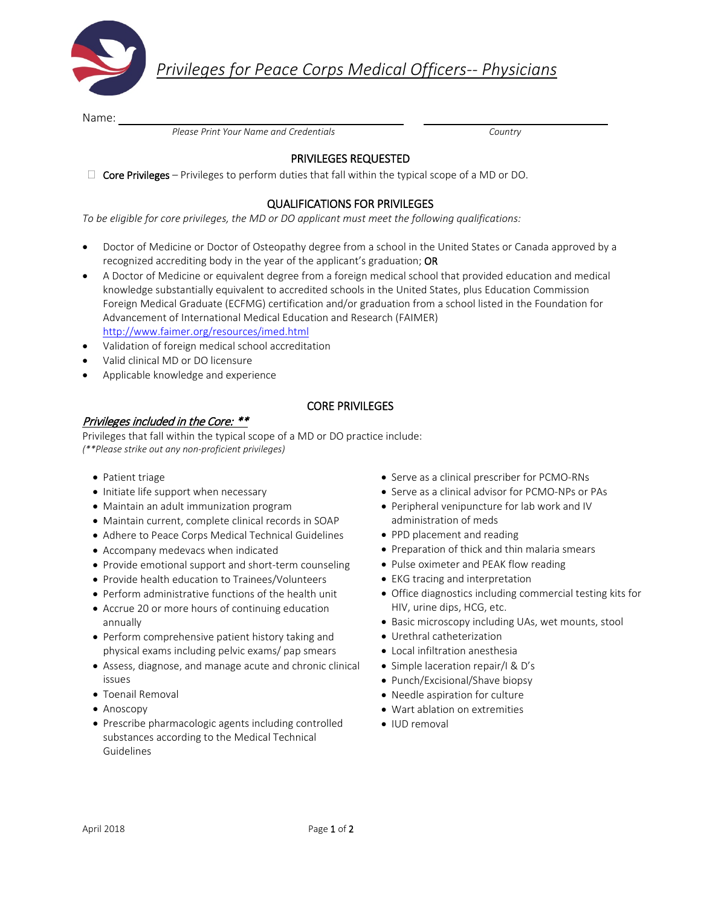# *Privileges for Peace Corps Medical Officers-- Physicians*

Name: ______________________________ ______________________________

*Please Print Your Name and Credentials* *Country*

## PRIVILEGES REQUESTED

☐ Core Privileges – Privileges to perform duties that fall within the typical scope of a MD or DO.

## QUALIFICATIONS FOR PRIVILEGES

*To be eligible for core privileges, the MD or DO applicant must meet the following qualifications:*

- Doctor of Medicine or Doctor of Osteopathy degree from a school in the United States or Canada approved by a recognized accrediting body in the year of the applicant's graduation; OR
- A Doctor of Medicine or equivalent degree from a foreign medical school that provided education and medical knowledge substantially equivalent to accredited schools in the United States, plus Education Commission Foreign Medical Graduate (ECFMG) certification and/or graduation from a school listed in the Foundation for Advancement of International Medical Education and Research (FAIMER) http://www.faimer.org/resources/imed.html
- Validation of foreign medical school accreditation
- Valid clinical MD or DO licensure
- Applicable knowledge and experience

## CORE PRIVILEGES

### *Privileges included in the Core: ***

Privileges that fall within the typical scope of a MD or DO practice include:
*(**Please strike out any non-proficient privileges)*

- Patient triage
- Initiate life support when necessary
- Maintain an adult immunization program
- Maintain current, complete clinical records in SOAP
- Adhere to Peace Corps Medical Technical Guidelines
- Accompany medevacs when indicated
- Provide emotional support and short-term counseling
- Provide health education to Trainees/Volunteers
- Perform administrative functions of the health unit
- Accrue 20 or more hours of continuing education annually
- Perform comprehensive patient history taking and physical exams including pelvic exams/ pap smears
- Assess, diagnose, and manage acute and chronic clinical issues
- Toenail Removal
- Anoscopy
- Prescribe pharmacologic agents including controlled substances according to the Medical Technical Guidelines
- Serve as a clinical prescriber for PCMO-RNs
- Serve as a clinical advisor for PCMO-NPs or PAs
- Peripheral venipuncture for lab work and IV administration of meds
- PPD placement and reading
- Preparation of thick and thin malaria smears
- Pulse oximeter and PEAK flow reading
- EKG tracing and interpretation
- Office diagnostics including commercial testing kits for HIV, urine dips, HCG, etc.
- Basic microscopy including UAs, wet mounts, stool
- Urethral catheterization
- Local infiltration anesthesia
- Simple laceration repair/I & D's
- Punch/Excisional/Shave biopsy
- Needle aspiration for culture
- Wart ablation on extremities
- IUD removal

April 2018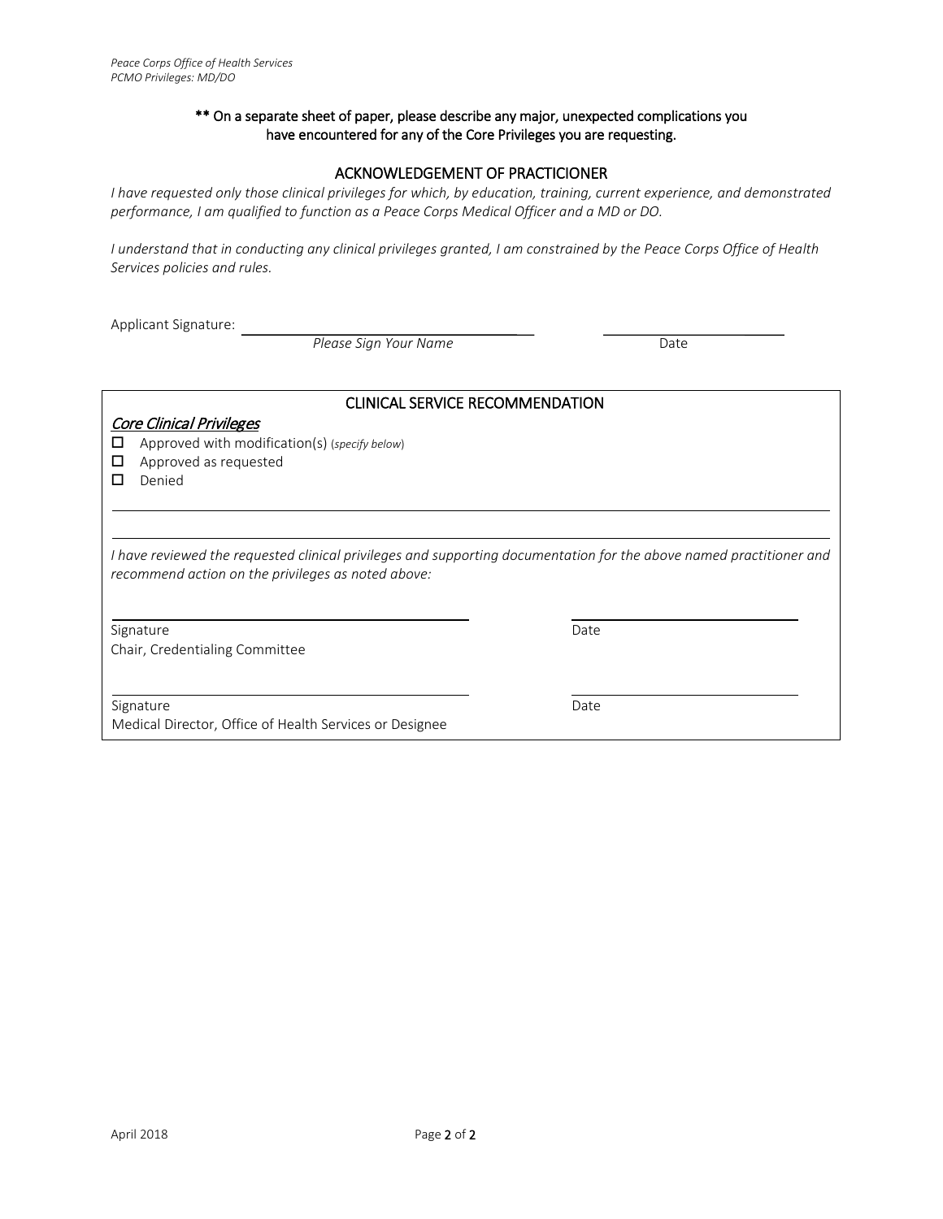** On a separate sheet of paper, please describe any major, unexpected complications you have encountered for any of the Core Privileges you are requesting.

## ACKNOWLEDGEMENT OF PRACTICIONER

*I have requested only those clinical privileges for which, by education, training, current experience, and demonstrated performance, I am qualified to function as a Peace Corps Medical Officer and a MD or DO.*

*I understand that in conducting any clinical privileges granted, I am constrained by the Peace Corps Office of Health Services policies and rules.*

Applicant Signature: ______________________________ ____________________
*Please Sign Your Name* Date

## CLINICAL SERVICE RECOMMENDATION

***Core Clinical Privileges***

- ☐ Approved with modification(s) (*specify below*)
- ☐ Approved as requested
- ☐ Denied

______________________________________________________________________

______________________________________________________________________

*I have reviewed the requested clinical privileges and supporting documentation for the above named practitioner and recommend action on the privileges as noted above:*

______________________________ ____________________
Signature Date
Chair, Credentialing Committee

______________________________ ____________________
Signature Date
Medical Director, Office of Health Services or Designee

April 2018